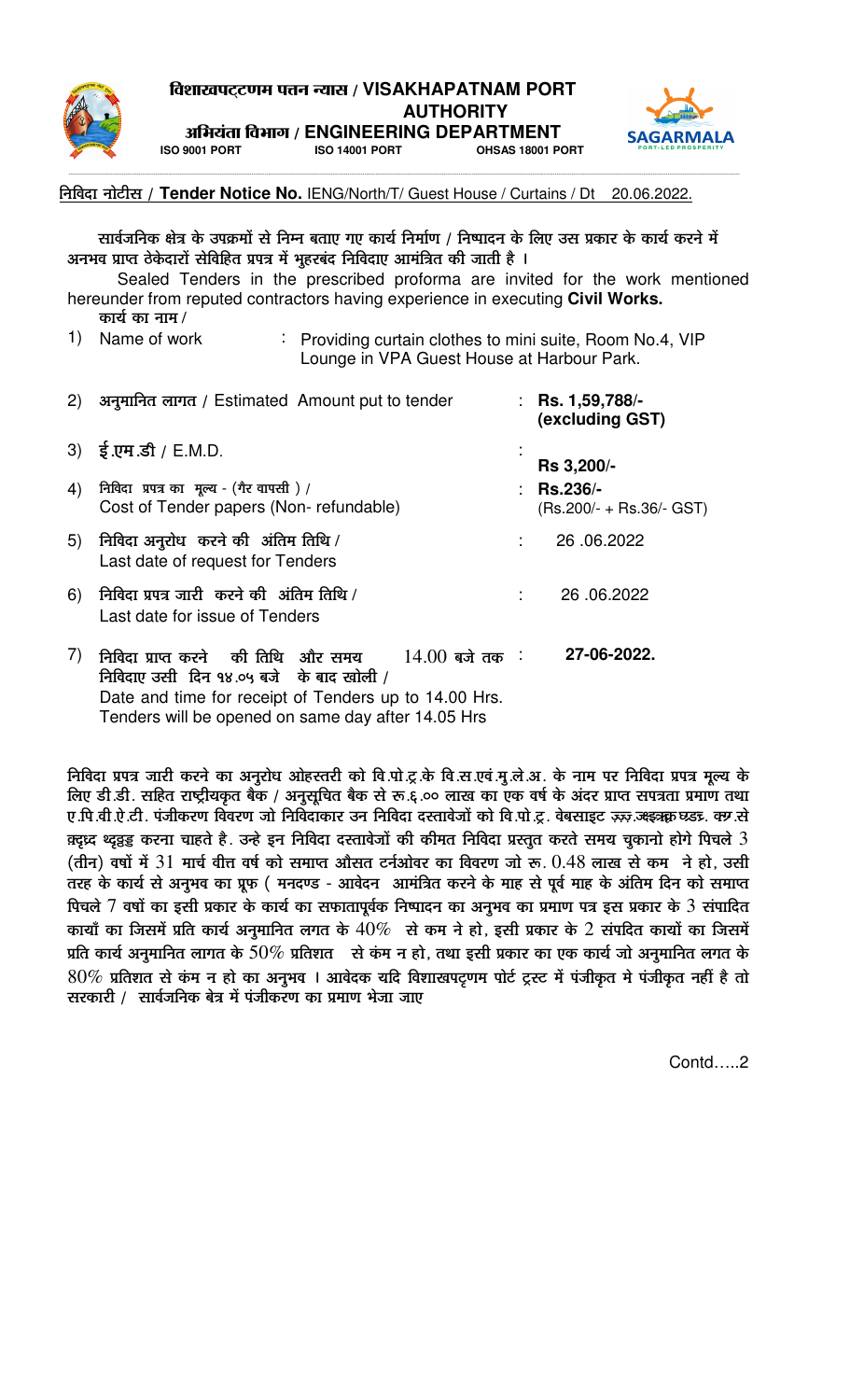# विशाखपट्टणम पत्तन न्यास / VISAKHAPATNAM PORT AUTHORITY

## अभियंता विभाग / ENGINEERING DEPARTMENT

ISO 9001 PORT ISO 14001 PORT OHSAS 18001 PORT

निविदा नोटीस / **Tender Notice No.** IENG/North/T/ Guest House / Curtains / Dt 20.06.2022.

सार्वजनिक क्षेत्र के उपक्रमों से निम्न बताए गए कार्य निर्माण / निष्पादन के लिए उस प्रकार के कार्य करने में अनभव प्राप्त ठेकेदारों सेविहित प्रपत्र में भुहरबंद निविदाए आमंत्रित की जाती है ।

Sealed Tenders in the prescribed proforma are invited for the work mentioned hereunder from reputed contractors having experience in executing **Civil Works.**

| | | |
|---|---|---|
| 1) | कार्य का नाम / Name of work | : Providing curtain clothes to mini suite, Room No.4, VIP Lounge in VPA Guest House at Harbour Park. |
| 2) | अनुमानित लागत / Estimated Amount put to tender | : **Rs. 1,59,788/- (excluding GST)** |
| 3) | ई.एम.डी / E.M.D. | : **Rs 3,200/-** |
| 4) | निविदा प्रपत्र का मूल्य - (गैर वापसी ) / Cost of Tender papers (Non- refundable) | : **Rs.236/-** (Rs.200/- + Rs.36/- GST) |
| 5) | निविदा अनुरोध करने की अंतिम तिथि / Last date of request for Tenders | : 26 .06.2022 |
| 6) | निविदा प्रपत्र जारी करने की अंतिम तिथि / Last date for issue of Tenders | : 26 .06.2022 |
| 7) | निविदा प्राप्त करने की तिथि और समय 14.00 बजे तक निविदाए उसी दिन १४.०५ बजे के बाद खोली / Date and time for receipt of Tenders up to 14.00 Hrs. Tenders will be opened on same day after 14.05 Hrs | : **27-06-2022.** |

निविदा प्रपत्र जारी करने का अनुरोध ओहस्तरी को वि.पो.ट्र.के वि.स.एवं.मु.ले.अ. के नाम पर निविदा प्रपत्र मूल्य के लिए डी.डी. सहित राष्ट्रीयकृत बैक / अनुसूचित बैक से रू.६.०० लाख का एक वर्ष के अंदर प्राप्त सपत्रता प्रमाण तथा ए.पि.वी.ऐ.टी. पंजीकरण विवरण जो निविदाकार उन निविदा दस्तावेजों को वि.पो.ट्र. वेबसाइट ऱ्ऱ्ऱ.ज्ञ्ज्ञ्क्ष्घ्ड्ड. क्ष्.से क्ष्द्ध्द थ्द्व्ड्ड करना चाहते है. उन्हे इन निविदा दस्तावेजों की कीमत निविदा प्रस्तुत करते समय चुकानो होगे पिचले 3 (तीन) वर्षों में 31 मार्च वीत्त वर्ष को समाप्त औसत टर्नओवर का विवरण जो रू. 0.48 लाख से कम ने हो, उसी तरह के कार्य से अनुभव का प्रूफ ( मनदण्ड - आवेदन आमंत्रित करने के माह से पूर्व माह के अंतिम दिन को समाप्त पिचले 7 वर्षो का इसी प्रकार के कार्य का सफातापूर्वक निष्पादन का अनुभव का प्रमाण पत्र इस प्रकार के 3 संपादित कार्यों का जिसमें प्रति कार्य अनुमानित लगत के 40% से कम ने हो, इसी प्रकार के 2 संपदित कार्यो का जिसमें प्रति कार्य अनुमानित लागत के 50% प्रतिशत से कंम न हो, तथा इसी प्रकार का एक कार्य जो अनुमानित लगत के 80% प्रतिशत से कंम न हो का अनुभव । आवेदक यदि विशाखपट्णम पोर्ट ट्रस्ट में पंजीकृत मे पंजीकृत नहीं है तो सरकारी / सार्वजनिक बेत्र में पंजीकरण का प्रमाण भेजा जाए

Contd…..2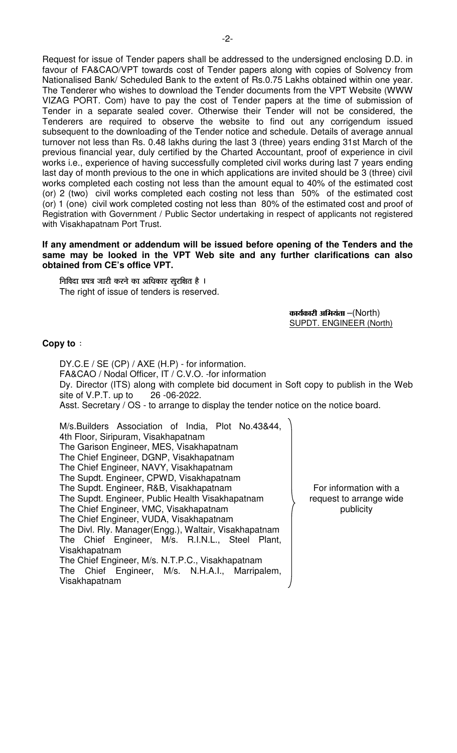Request for issue of Tender papers shall be addressed to the undersigned enclosing D.D. in favour of FA&CAO/VPT towards cost of Tender papers along with copies of Solvency from Nationalised Bank/ Scheduled Bank to the extent of Rs.0.75 Lakhs obtained within one year. The Tenderer who wishes to download the Tender documents from the VPT Website (WWW VIZAG PORT. Com) have to pay the cost of Tender papers at the time of submission of Tender in a separate sealed cover. Otherwise their Tender will not be considered, the Tenderers are required to observe the website to find out any corrigendum issued subsequent to the downloading of the Tender notice and schedule. Details of average annual turnover not less than Rs. 0.48 lakhs during the last 3 (three) years ending 31st March of the previous financial year, duly certified by the Charted Accountant, proof of experience in civil works i.e., experience of having successfully completed civil works during last 7 years ending last day of month previous to the one in which applications are invited should be 3 (three) civil works completed each costing not less than the amount equal to 40% of the estimated cost (or) 2 (two) civil works completed each costing not less than 50% of the estimated cost (or) 1 (one) civil work completed costing not less than 80% of the estimated cost and proof of Registration with Government / Public Sector undertaking in respect of applicants not registered with Visakhapatnam Port Trust.

**If any amendment or addendum will be issued before opening of the Tenders and the same may be looked in the VPT Web site and any further clarifications can also obtained from CE's office VPT.**

निविदा प्रपत्र जारी करने का अधिकार सुरक्षित है ।
The right of issue of tenders is reserved.

**कार्यकारी अभियंता** –(North)
SUPDT. ENGINEER (North)

**Copy to** :

DY.C.E / SE (CP) / AXE (H.P) - for information.
FA&CAO / Nodal Officer, IT / C.V.O. -for information
Dy. Director (ITS) along with complete bid document in Soft copy to publish in the Web site of V.P.T. up to 26 -06-2022.
Asst. Secretary / OS - to arrange to display the tender notice on the notice board.

M/s.Builders Association of India, Plot No.43&44, 4th Floor, Siripuram, Visakhapatnam
The Garison Engineer, MES, Visakhapatnam
The Chief Engineer, DGNP, Visakhapatnam
The Chief Engineer, NAVY, Visakhapatnam
The Supdt. Engineer, CPWD, Visakhapatnam
The Supdt. Engineer, R&B, Visakhapatnam
The Supdt. Engineer, Public Health Visakhapatnam
The Chief Engineer, VMC, Visakhapatnam
The Chief Engineer, VUDA, Visakhapatnam
The Divl. Rly. Manager(Engg.), Waltair, Visakhapatnam
The Chief Engineer, M/s. R.I.N.L., Steel Plant, Visakhapatnam
The Chief Engineer, M/s. N.T.P.C., Visakhapatnam
The Chief Engineer, M/s. N.H.A.I., Marripalem, Visakhapatnam

} For information with a request to arrange wide publicity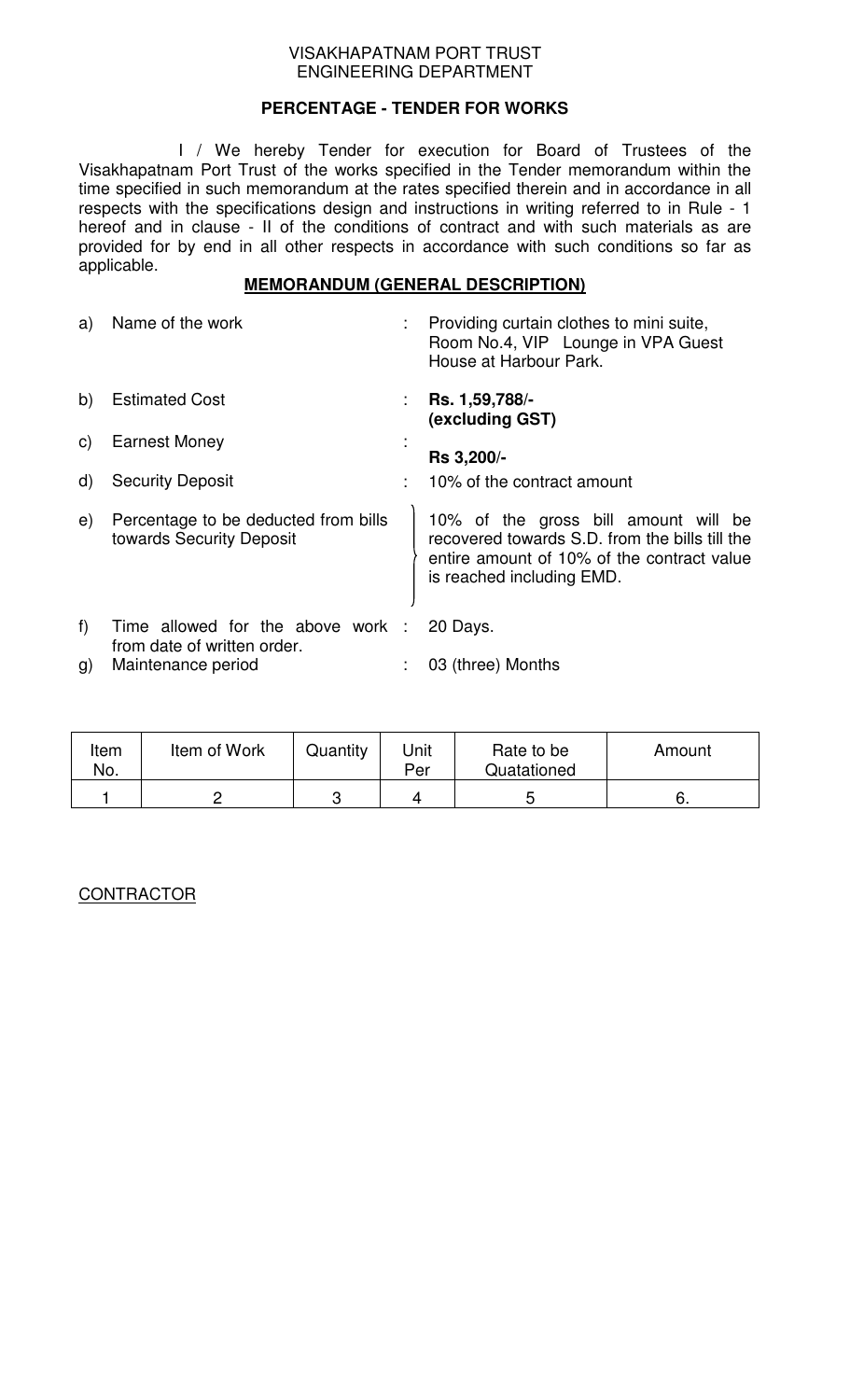VISAKHAPATNAM PORT TRUST
ENGINEERING DEPARTMENT

**PERCENTAGE - TENDER FOR WORKS**

I / We hereby Tender for execution for Board of Trustees of the Visakhapatnam Port Trust of the works specified in the Tender memorandum within the time specified in such memorandum at the rates specified therein and in accordance in all respects with the specifications design and instructions in writing referred to in Rule - 1 hereof and in clause - II of the conditions of contract and with such materials as are provided for by end in all other respects in accordance with such conditions so far as applicable.

**MEMORANDUM (GENERAL DESCRIPTION)**

a) Name of the work : Providing curtain clothes to mini suite, Room No.4, VIP Lounge in VPA Guest House at Harbour Park.

b) Estimated Cost : **Rs. 1,59,788/- (excluding GST)**

c) Earnest Money : **Rs 3,200/-**

d) Security Deposit : 10% of the contract amount

e) Percentage to be deducted from bills towards Security Deposit : 10% of the gross bill amount will be recovered towards S.D. from the bills till the entire amount of 10% of the contract value is reached including EMD.

f) Time allowed for the above work from date of written order. : 20 Days.

g) Maintenance period : 03 (three) Months

| Item No. | Item of Work | Quantity | Unit Per | Rate to be Quatationed | Amount |
|---|---|---|---|---|---|
| 1 | 2 | 3 | 4 | 5 | 6. |

CONTRACTOR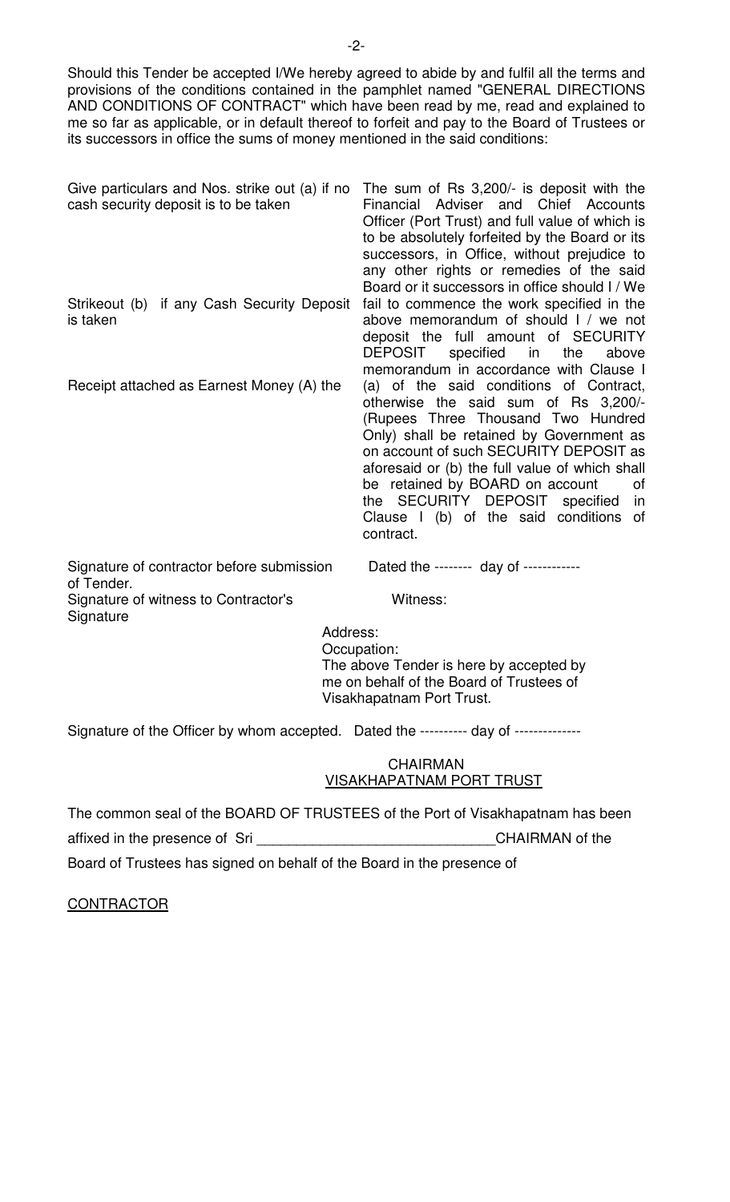Should this Tender be accepted I/We hereby agreed to abide by and fulfil all the terms and provisions of the conditions contained in the pamphlet named "GENERAL DIRECTIONS AND CONDITIONS OF CONTRACT" which have been read by me, read and explained to me so far as applicable, or in default thereof to forfeit and pay to the Board of Trustees or its successors in office the sums of money mentioned in the said conditions:

| | |
|---|---|
| Give particulars and Nos. strike out (a) if no cash security deposit is to be taken<br><br>Strikeout (b) if any Cash Security Deposit is taken<br><br>Receipt attached as Earnest Money (A) the | The sum of Rs 3,200/- is deposit with the Financial Adviser and Chief Accounts Officer (Port Trust) and full value of which is to be absolutely forfeited by the Board or its successors, in Office, without prejudice to any other rights or remedies of the said Board or it successors in office should I / We fail to commence the work specified in the above memorandum of should I / we not deposit the full amount of SECURITY DEPOSIT specified in the above memorandum in accordance with Clause I (a) of the said conditions of Contract, otherwise the said sum of Rs 3,200/- (Rupees Three Thousand Two Hundred Only) shall be retained by Government as on account of such SECURITY DEPOSIT as aforesaid or (b) the full value of which shall be retained by BOARD on account of the SECURITY DEPOSIT specified in Clause I (b) of the said conditions of contract. |

Signature of contractor before submission of Tender. Dated the -------- day of ------------

Signature of witness to Contractor's Signature Witness:

Address:

Occupation:

The above Tender is here by accepted by me on behalf of the Board of Trustees of Visakhapatnam Port Trust.

Signature of the Officer by whom accepted. Dated the ---------- day of --------------

CHAIRMAN
VISAKHAPATNAM PORT TRUST

The common seal of the BOARD OF TRUSTEES of the Port of Visakhapatnam has been affixed in the presence of Sri ______________________________CHAIRMAN of the Board of Trustees has signed on behalf of the Board in the presence of

CONTRACTOR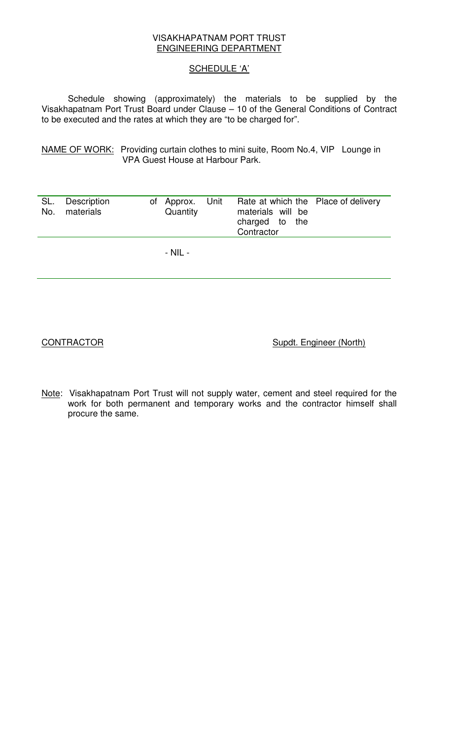VISAKHAPATNAM PORT TRUST
ENGINEERING DEPARTMENT

SCHEDULE 'A'

Schedule showing (approximately) the materials to be supplied by the Visakhapatnam Port Trust Board under Clause – 10 of the General Conditions of Contract to be executed and the rates at which they are "to be charged for".

NAME OF WORK: Providing curtain clothes to mini suite, Room No.4, VIP Lounge in VPA Guest House at Harbour Park.

| SL. No. | Description of materials | Approx. Quantity | Unit | Rate at which the materials will be charged to the Contractor | Place of delivery |
|---|---|---|---|---|---|
| | | - NIL - | | | |

CONTRACTOR

Supdt. Engineer (North)

Note: Visakhapatnam Port Trust will not supply water, cement and steel required for the work for both permanent and temporary works and the contractor himself shall procure the same.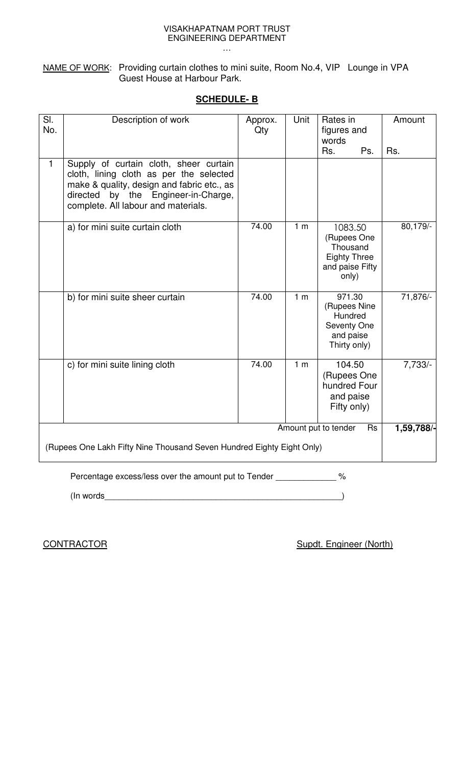VISAKHAPATNAM PORT TRUST
ENGINEERING DEPARTMENT
…

NAME OF WORK: Providing curtain clothes to mini suite, Room No.4, VIP Lounge in VPA Guest House at Harbour Park.

## SCHEDULE- B

| Sl. No. | Description of work | Approx. Qty | Unit | Rates in figures and words Rs. Ps. | Amount Rs. |
|---|---|---|---|---|---|
| 1 | Supply of curtain cloth, sheer curtain cloth, lining cloth as per the selected make & quality, design and fabric etc., as directed by the Engineer-in-Charge, complete. All labour and materials. | | | | |
| | a) for mini suite curtain cloth | 74.00 | 1 m | 1083.50 (Rupees One Thousand Eighty Three and paise Fifty only) | 80,179/- |
| | b) for mini suite sheer curtain | 74.00 | 1 m | 971.30 (Rupees Nine Hundred Seventy One and paise Thirty only) | 71,876/- |
| | c) for mini suite lining cloth | 74.00 | 1 m | 104.50 (Rupees One hundred Four and paise Fifty only) | 7,733/- |
| | | | | Amount put to tender Rs | **1,59,788/-** |
| | (Rupees One Lakh Fifty Nine Thousand Seven Hundred Eighty Eight Only) | | | | |

Percentage excess/less over the amount put to Tender _____________ %

(In words_____________________________________________________)

CONTRACTOR

Supdt. Engineer (North)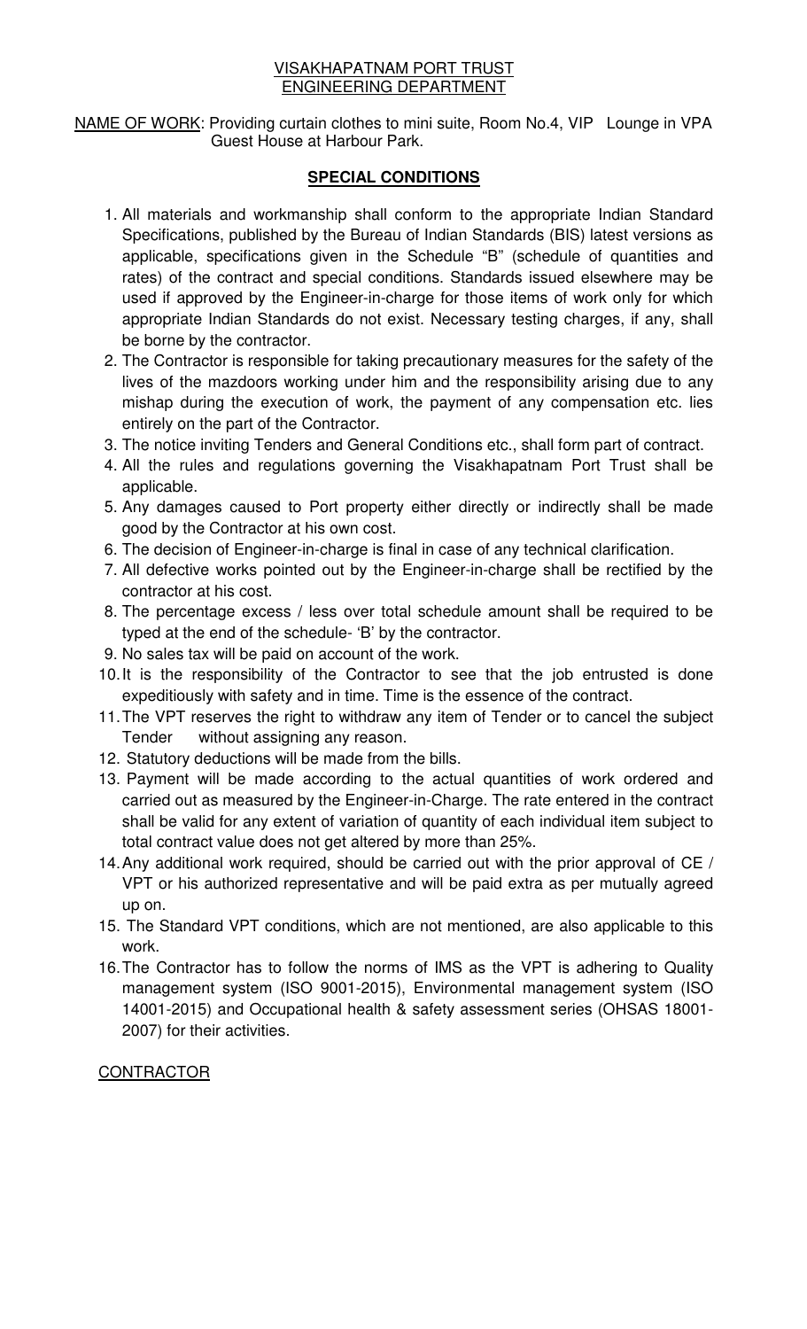VISAKHAPATNAM PORT TRUST
ENGINEERING DEPARTMENT

NAME OF WORK: Providing curtain clothes to mini suite, Room No.4, VIP Lounge in VPA Guest House at Harbour Park.

**SPECIAL CONDITIONS**

1. All materials and workmanship shall conform to the appropriate Indian Standard Specifications, published by the Bureau of Indian Standards (BIS) latest versions as applicable, specifications given in the Schedule "B" (schedule of quantities and rates) of the contract and special conditions. Standards issued elsewhere may be used if approved by the Engineer-in-charge for those items of work only for which appropriate Indian Standards do not exist. Necessary testing charges, if any, shall be borne by the contractor.
2. The Contractor is responsible for taking precautionary measures for the safety of the lives of the mazdoors working under him and the responsibility arising due to any mishap during the execution of work, the payment of any compensation etc. lies entirely on the part of the Contractor.
3. The notice inviting Tenders and General Conditions etc., shall form part of contract.
4. All the rules and regulations governing the Visakhapatnam Port Trust shall be applicable.
5. Any damages caused to Port property either directly or indirectly shall be made good by the Contractor at his own cost.
6. The decision of Engineer-in-charge is final in case of any technical clarification.
7. All defective works pointed out by the Engineer-in-charge shall be rectified by the contractor at his cost.
8. The percentage excess / less over total schedule amount shall be required to be typed at the end of the schedule- 'B' by the contractor.
9. No sales tax will be paid on account of the work.
10. It is the responsibility of the Contractor to see that the job entrusted is done expeditiously with safety and in time. Time is the essence of the contract.
11. The VPT reserves the right to withdraw any item of Tender or to cancel the subject Tender without assigning any reason.
12. Statutory deductions will be made from the bills.
13. Payment will be made according to the actual quantities of work ordered and carried out as measured by the Engineer-in-Charge. The rate entered in the contract shall be valid for any extent of variation of quantity of each individual item subject to total contract value does not get altered by more than 25%.
14. Any additional work required, should be carried out with the prior approval of CE / VPT or his authorized representative and will be paid extra as per mutually agreed up on.
15. The Standard VPT conditions, which are not mentioned, are also applicable to this work.
16. The Contractor has to follow the norms of IMS as the VPT is adhering to Quality management system (ISO 9001-2015), Environmental management system (ISO 14001-2015) and Occupational health & safety assessment series (OHSAS 18001-2007) for their activities.

CONTRACTOR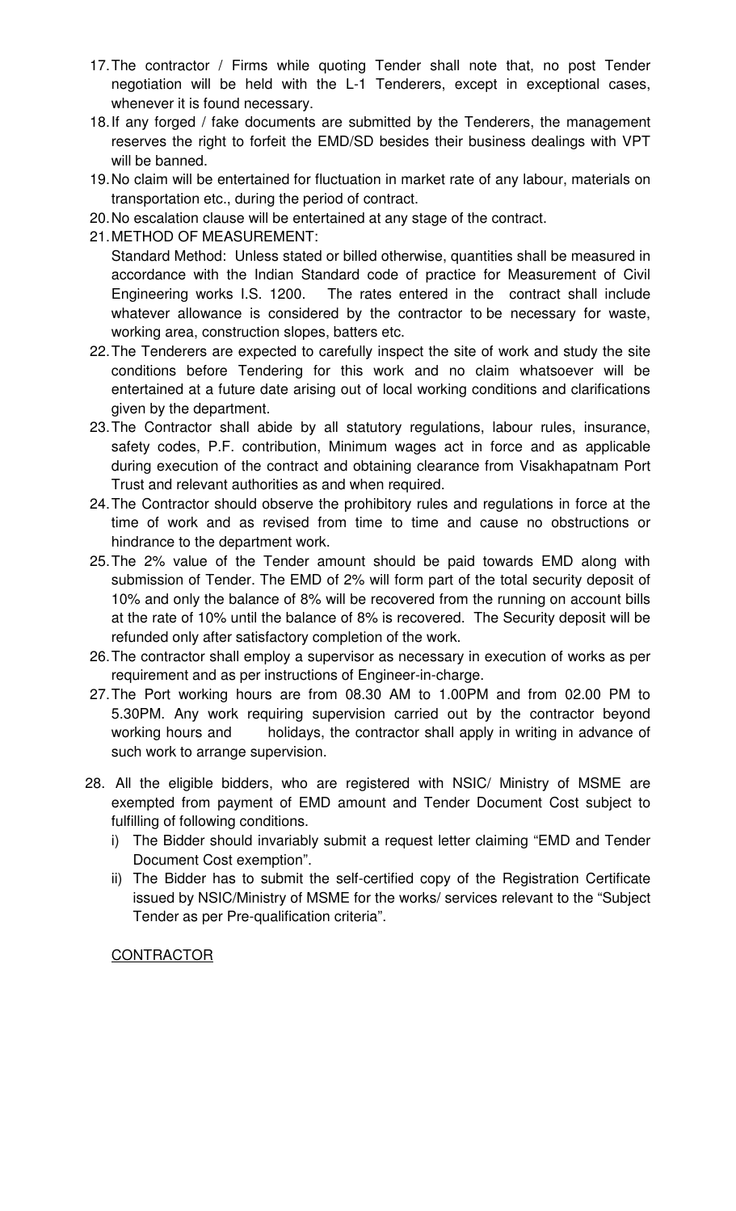17. The contractor / Firms while quoting Tender shall note that, no post Tender negotiation will be held with the L-1 Tenderers, except in exceptional cases, whenever it is found necessary.
18. If any forged / fake documents are submitted by the Tenderers, the management reserves the right to forfeit the EMD/SD besides their business dealings with VPT will be banned.
19. No claim will be entertained for fluctuation in market rate of any labour, materials on transportation etc., during the period of contract.
20. No escalation clause will be entertained at any stage of the contract.
21. METHOD OF MEASUREMENT:
    Standard Method: Unless stated or billed otherwise, quantities shall be measured in accordance with the Indian Standard code of practice for Measurement of Civil Engineering works I.S. 1200. The rates entered in the contract shall include whatever allowance is considered by the contractor to be necessary for waste, working area, construction slopes, batters etc.
22. The Tenderers are expected to carefully inspect the site of work and study the site conditions before Tendering for this work and no claim whatsoever will be entertained at a future date arising out of local working conditions and clarifications given by the department.
23. The Contractor shall abide by all statutory regulations, labour rules, insurance, safety codes, P.F. contribution, Minimum wages act in force and as applicable during execution of the contract and obtaining clearance from Visakhapatnam Port Trust and relevant authorities as and when required.
24. The Contractor should observe the prohibitory rules and regulations in force at the time of work and as revised from time to time and cause no obstructions or hindrance to the department work.
25. The 2% value of the Tender amount should be paid towards EMD along with submission of Tender. The EMD of 2% will form part of the total security deposit of 10% and only the balance of 8% will be recovered from the running on account bills at the rate of 10% until the balance of 8% is recovered. The Security deposit will be refunded only after satisfactory completion of the work.
26. The contractor shall employ a supervisor as necessary in execution of works as per requirement and as per instructions of Engineer-in-charge.
27. The Port working hours are from 08.30 AM to 1.00PM and from 02.00 PM to 5.30PM. Any work requiring supervision carried out by the contractor beyond working hours and holidays, the contractor shall apply in writing in advance of such work to arrange supervision.
28. All the eligible bidders, who are registered with NSIC/ Ministry of MSME are exempted from payment of EMD amount and Tender Document Cost subject to fulfilling of following conditions.
    i) The Bidder should invariably submit a request letter claiming "EMD and Tender Document Cost exemption".
    ii) The Bidder has to submit the self-certified copy of the Registration Certificate issued by NSIC/Ministry of MSME for the works/ services relevant to the "Subject Tender as per Pre-qualification criteria".

CONTRACTOR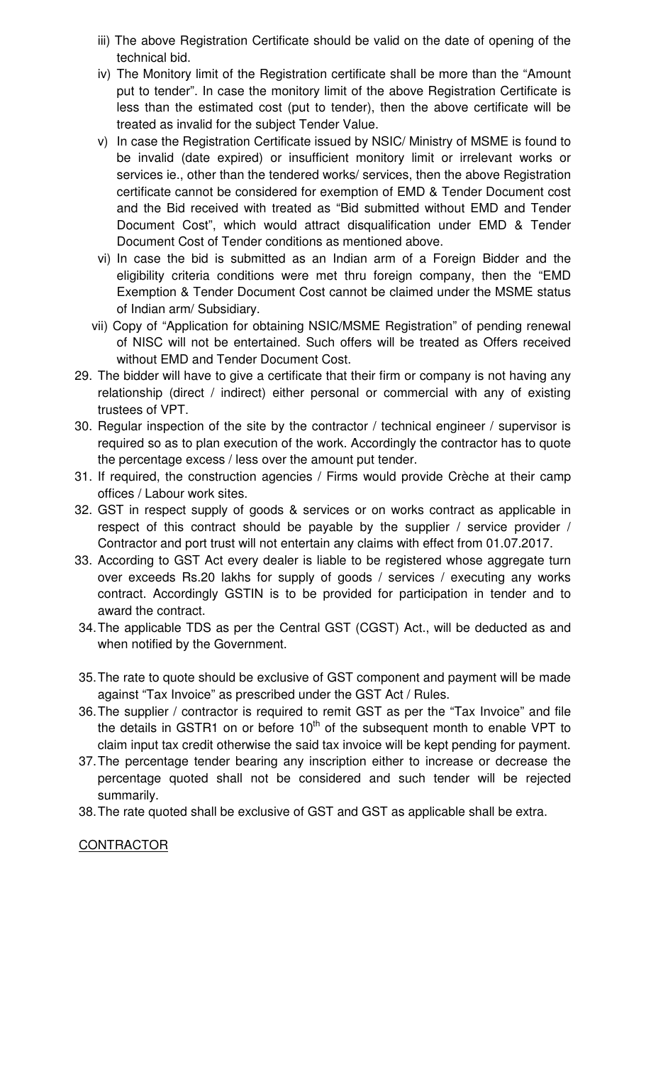iii) The above Registration Certificate should be valid on the date of opening of the technical bid.

iv) The Monitory limit of the Registration certificate shall be more than the "Amount put to tender". In case the monitory limit of the above Registration Certificate is less than the estimated cost (put to tender), then the above certificate will be treated as invalid for the subject Tender Value.

v) In case the Registration Certificate issued by NSIC/ Ministry of MSME is found to be invalid (date expired) or insufficient monitory limit or irrelevant works or services ie., other than the tendered works/ services, then the above Registration certificate cannot be considered for exemption of EMD & Tender Document cost and the Bid received with treated as "Bid submitted without EMD and Tender Document Cost", which would attract disqualification under EMD & Tender Document Cost of Tender conditions as mentioned above.

vi) In case the bid is submitted as an Indian arm of a Foreign Bidder and the eligibility criteria conditions were met thru foreign company, then the "EMD Exemption & Tender Document Cost cannot be claimed under the MSME status of Indian arm/ Subsidiary.

vii) Copy of "Application for obtaining NSIC/MSME Registration" of pending renewal of NISC will not be entertained. Such offers will be treated as Offers received without EMD and Tender Document Cost.

29. The bidder will have to give a certificate that their firm or company is not having any relationship (direct / indirect) either personal or commercial with any of existing trustees of VPT.
30. Regular inspection of the site by the contractor / technical engineer / supervisor is required so as to plan execution of the work. Accordingly the contractor has to quote the percentage excess / less over the amount put tender.
31. If required, the construction agencies / Firms would provide Crèche at their camp offices / Labour work sites.
32. GST in respect supply of goods & services or on works contract as applicable in respect of this contract should be payable by the supplier / service provider / Contractor and port trust will not entertain any claims with effect from 01.07.2017.
33. According to GST Act every dealer is liable to be registered whose aggregate turn over exceeds Rs.20 lakhs for supply of goods / services / executing any works contract. Accordingly GSTIN is to be provided for participation in tender and to award the contract.
34. The applicable TDS as per the Central GST (CGST) Act., will be deducted as and when notified by the Government.
35. The rate to quote should be exclusive of GST component and payment will be made against "Tax Invoice" as prescribed under the GST Act / Rules.
36. The supplier / contractor is required to remit GST as per the "Tax Invoice" and file the details in GSTR1 on or before 10th of the subsequent month to enable VPT to claim input tax credit otherwise the said tax invoice will be kept pending for payment.
37. The percentage tender bearing any inscription either to increase or decrease the percentage quoted shall not be considered and such tender will be rejected summarily.
38. The rate quoted shall be exclusive of GST and GST as applicable shall be extra.

CONTRACTOR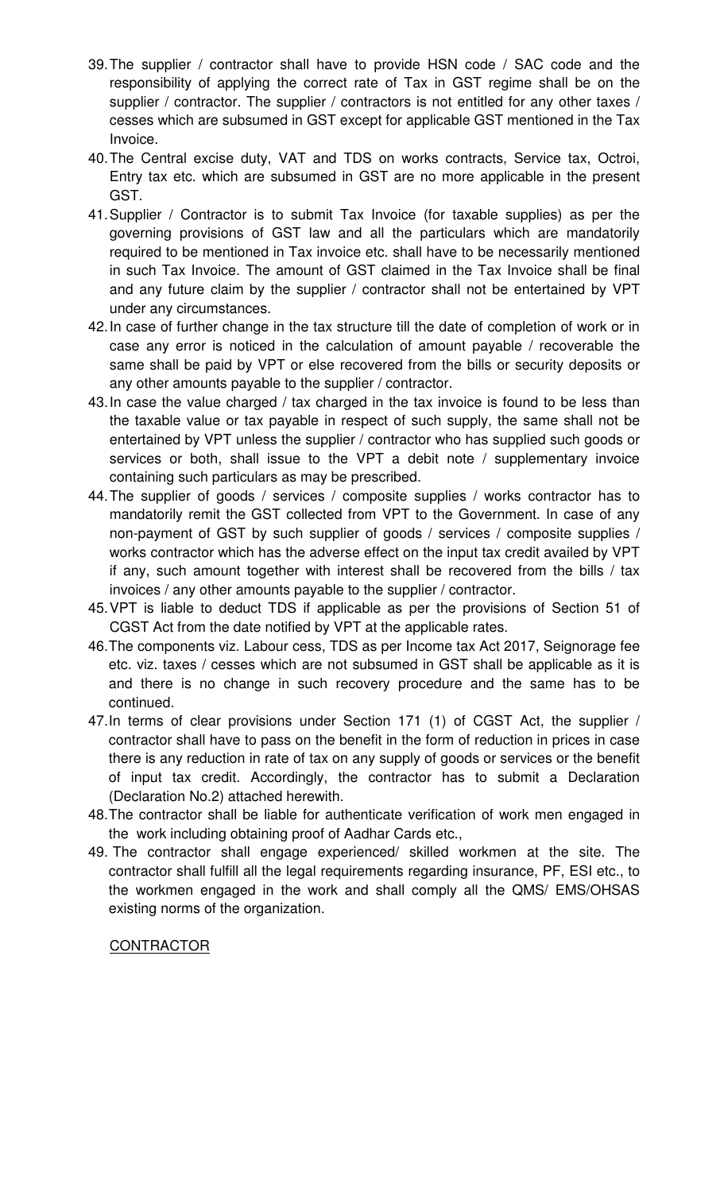39. The supplier / contractor shall have to provide HSN code / SAC code and the responsibility of applying the correct rate of Tax in GST regime shall be on the supplier / contractor. The supplier / contractors is not entitled for any other taxes / cesses which are subsumed in GST except for applicable GST mentioned in the Tax Invoice.
40. The Central excise duty, VAT and TDS on works contracts, Service tax, Octroi, Entry tax etc. which are subsumed in GST are no more applicable in the present GST.
41. Supplier / Contractor is to submit Tax Invoice (for taxable supplies) as per the governing provisions of GST law and all the particulars which are mandatorily required to be mentioned in Tax invoice etc. shall have to be necessarily mentioned in such Tax Invoice. The amount of GST claimed in the Tax Invoice shall be final and any future claim by the supplier / contractor shall not be entertained by VPT under any circumstances.
42. In case of further change in the tax structure till the date of completion of work or in case any error is noticed in the calculation of amount payable / recoverable the same shall be paid by VPT or else recovered from the bills or security deposits or any other amounts payable to the supplier / contractor.
43. In case the value charged / tax charged in the tax invoice is found to be less than the taxable value or tax payable in respect of such supply, the same shall not be entertained by VPT unless the supplier / contractor who has supplied such goods or services or both, shall issue to the VPT a debit note / supplementary invoice containing such particulars as may be prescribed.
44. The supplier of goods / services / composite supplies / works contractor has to mandatorily remit the GST collected from VPT to the Government. In case of any non-payment of GST by such supplier of goods / services / composite supplies / works contractor which has the adverse effect on the input tax credit availed by VPT if any, such amount together with interest shall be recovered from the bills / tax invoices / any other amounts payable to the supplier / contractor.
45. VPT is liable to deduct TDS if applicable as per the provisions of Section 51 of CGST Act from the date notified by VPT at the applicable rates.
46. The components viz. Labour cess, TDS as per Income tax Act 2017, Seignorage fee etc. viz. taxes / cesses which are not subsumed in GST shall be applicable as it is and there is no change in such recovery procedure and the same has to be continued.
47. In terms of clear provisions under Section 171 (1) of CGST Act, the supplier / contractor shall have to pass on the benefit in the form of reduction in prices in case there is any reduction in rate of tax on any supply of goods or services or the benefit of input tax credit. Accordingly, the contractor has to submit a Declaration (Declaration No.2) attached herewith.
48. The contractor shall be liable for authenticate verification of work men engaged in the work including obtaining proof of Aadhar Cards etc.,
49. The contractor shall engage experienced/ skilled workmen at the site. The contractor shall fulfill all the legal requirements regarding insurance, PF, ESI etc., to the workmen engaged in the work and shall comply all the QMS/ EMS/OHSAS existing norms of the organization.

<u>CONTRACTOR</u>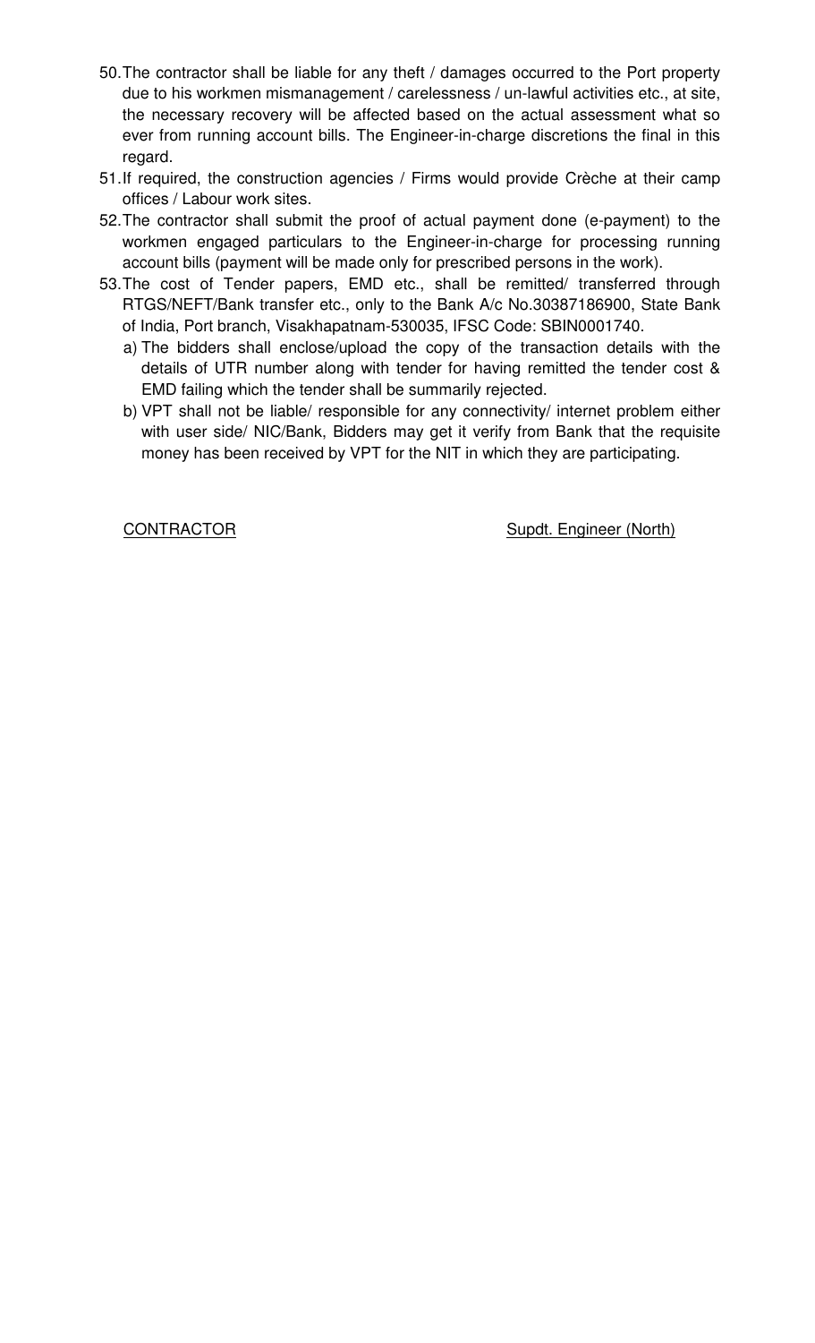50. The contractor shall be liable for any theft / damages occurred to the Port property due to his workmen mismanagement / carelessness / un-lawful activities etc., at site, the necessary recovery will be affected based on the actual assessment what so ever from running account bills. The Engineer-in-charge discretions the final in this regard.
51. If required, the construction agencies / Firms would provide Crèche at their camp offices / Labour work sites.
52. The contractor shall submit the proof of actual payment done (e-payment) to the workmen engaged particulars to the Engineer-in-charge for processing running account bills (payment will be made only for prescribed persons in the work).
53. The cost of Tender papers, EMD etc., shall be remitted/ transferred through RTGS/NEFT/Bank transfer etc., only to the Bank A/c No.30387186900, State Bank of India, Port branch, Visakhapatnam-530035, IFSC Code: SBIN0001740.
    a) The bidders shall enclose/upload the copy of the transaction details with the details of UTR number along with tender for having remitted the tender cost & EMD failing which the tender shall be summarily rejected.
    b) VPT shall not be liable/ responsible for any connectivity/ internet problem either with user side/ NIC/Bank, Bidders may get it verify from Bank that the requisite money has been received by VPT for the NIT in which they are participating.

CONTRACTOR &nbsp;&nbsp;&nbsp;&nbsp;&nbsp;&nbsp;&nbsp;&nbsp;&nbsp;&nbsp; Supdt. Engineer (North)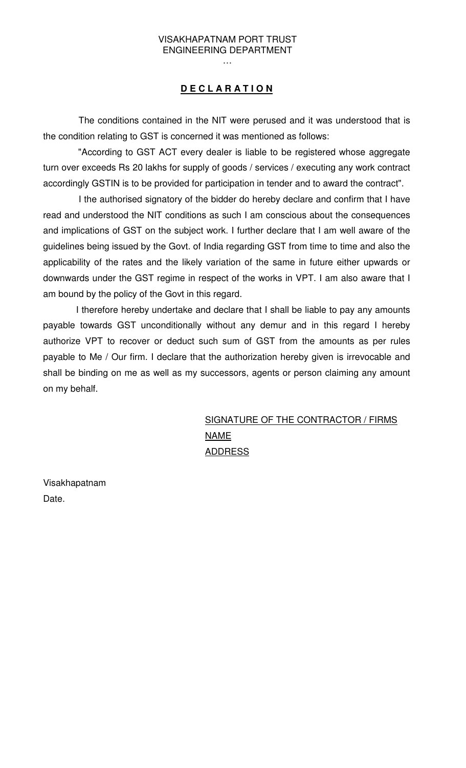VISAKHAPATNAM PORT TRUST
ENGINEERING DEPARTMENT
…

## **D E C L A R A T I O N**

The conditions contained in the NIT were perused and it was understood that is the condition relating to GST is concerned it was mentioned as follows:

"According to GST ACT every dealer is liable to be registered whose aggregate turn over exceeds Rs 20 lakhs for supply of goods / services / executing any work contract accordingly GSTIN is to be provided for participation in tender and to award the contract".

I the authorised signatory of the bidder do hereby declare and confirm that I have read and understood the NIT conditions as such I am conscious about the consequences and implications of GST on the subject work. I further declare that I am well aware of the guidelines being issued by the Govt. of India regarding GST from time to time and also the applicability of the rates and the likely variation of the same in future either upwards or downwards under the GST regime in respect of the works in VPT. I am also aware that I am bound by the policy of the Govt in this regard.

I therefore hereby undertake and declare that I shall be liable to pay any amounts payable towards GST unconditionally without any demur and in this regard I hereby authorize VPT to recover or deduct such sum of GST from the amounts as per rules payable to Me / Our firm. I declare that the authorization hereby given is irrevocable and shall be binding on me as well as my successors, agents or person claiming any amount on my behalf.

SIGNATURE OF THE CONTRACTOR / FIRMS
NAME
ADDRESS

Visakhapatnam
Date.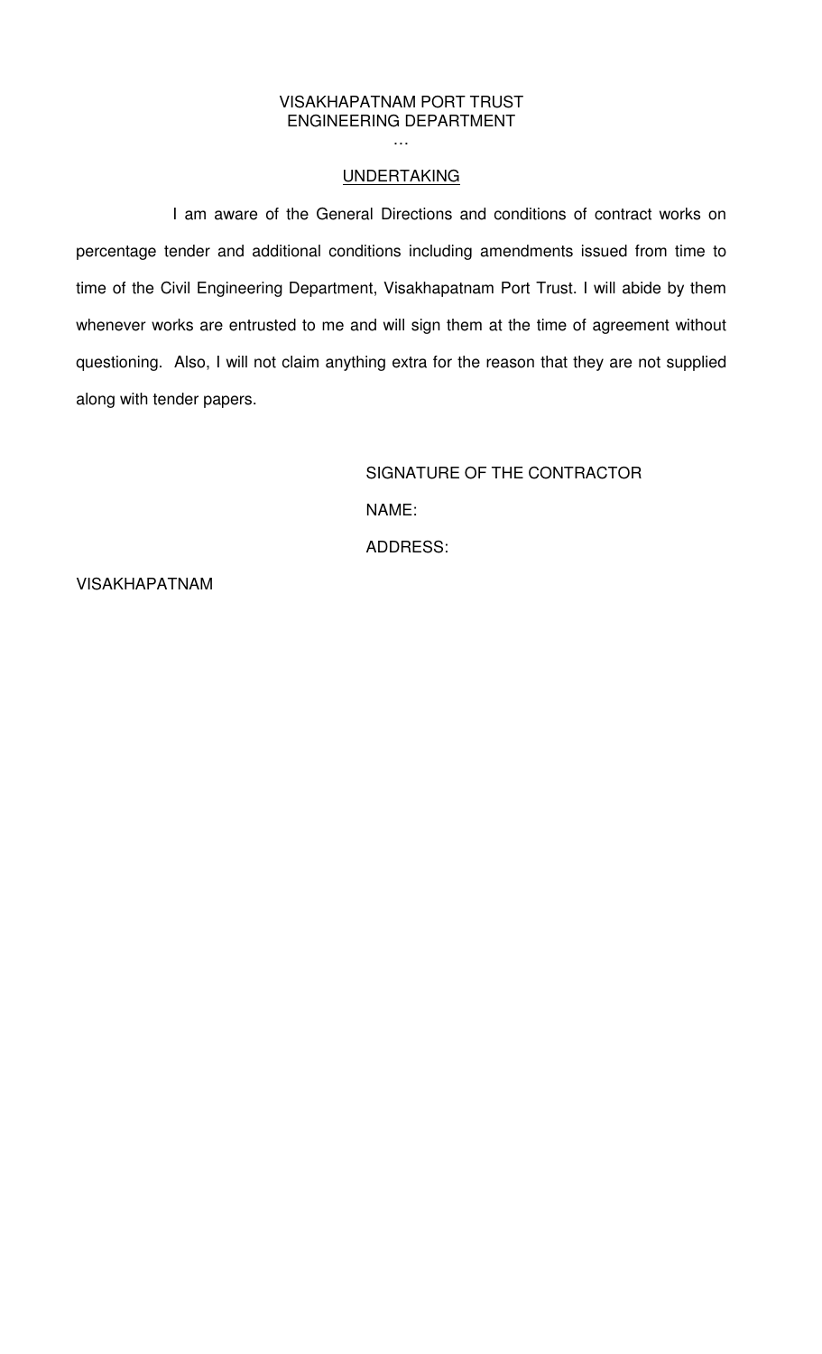VISAKHAPATNAM PORT TRUST
ENGINEERING DEPARTMENT

…

## UNDERTAKING

I am aware of the General Directions and conditions of contract works on percentage tender and additional conditions including amendments issued from time to time of the Civil Engineering Department, Visakhapatnam Port Trust. I will abide by them whenever works are entrusted to me and will sign them at the time of agreement without questioning. Also, I will not claim anything extra for the reason that they are not supplied along with tender papers.

SIGNATURE OF THE CONTRACTOR

NAME:

ADDRESS:

VISAKHAPATNAM